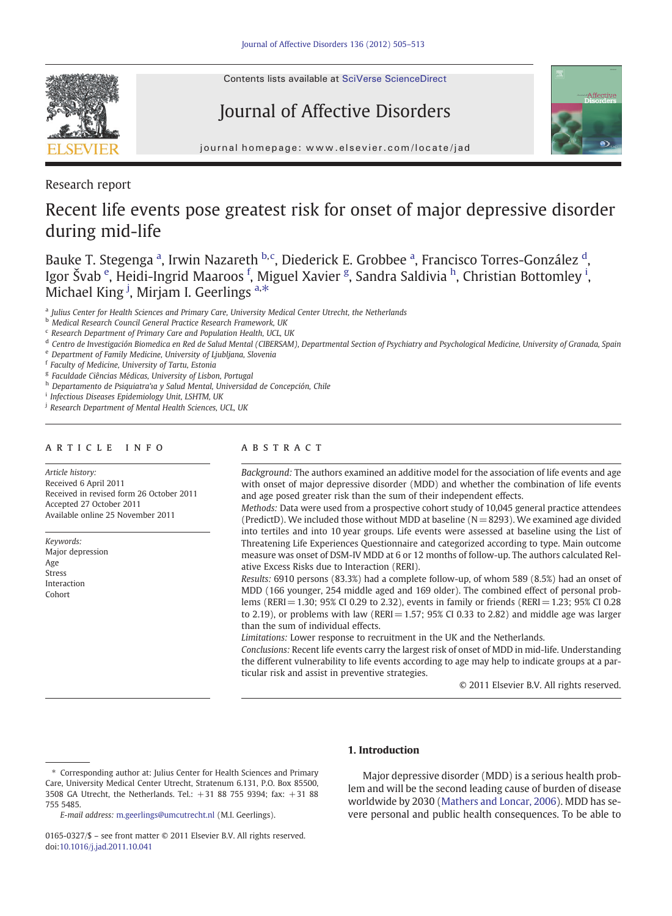Contents lists available at SciVerse ScienceDirect

# Journal of Affective Disorders

journal homepage: www.elsevier.com/locate/jad

Research report

# Recent life events pose greatest risk for onset of major depressive disorder during mid-life

Bauke T. Stegenga [a], Irwin Nazareth [b,c], Diederick E. Grobbee [a], Francisco Torres-González [d], Igor Švab [e], Heidi-Ingrid Maaroos [f], Miguel Xavier [g], Sandra Saldivia [h], Christian Bottomley [i], Michael King [j], Mirjam I. Geerlings [a,*]

[a] Julius Center for Health Sciences and Primary Care, University Medical Center Utrecht, the Netherlands
[b] Medical Research Council General Practice Research Framework, UK
[c] Research Department of Primary Care and Population Health, UCL, UK
[d] Centro de Investigación Biomedica en Red de Salud Mental (CIBERSAM), Departmental Section of Psychiatry and Psychological Medicine, University of Granada, Spain
[e] Department of Family Medicine, University of Ljubljana, Slovenia
[f] Faculty of Medicine, University of Tartu, Estonia
[g] Faculdade Ciências Médicas, University of Lisbon, Portugal
[h] Departamento de Psiquiatra'ıa y Salud Mental, Universidad de Concepción, Chile
[i] Infectious Diseases Epidemiology Unit, LSHTM, UK
[j] Research Department of Mental Health Sciences, UCL, UK

## ARTICLE INFO

*Article history:*
Received 6 April 2011
Received in revised form 26 October 2011
Accepted 27 October 2011
Available online 25 November 2011

*Keywords:*
Major depression
Age
Stress
Interaction
Cohort

## ABSTRACT

*Background:* The authors examined an additive model for the association of life events and age with onset of major depressive disorder (MDD) and whether the combination of life events and age posed greater risk than the sum of their independent effects.

*Methods:* Data were used from a prospective cohort study of 10,045 general practice attendees (PredictD). We included those without MDD at baseline (N = 8293). We examined age divided into tertiles and into 10 year groups. Life events were assessed at baseline using the List of Threatening Life Experiences Questionnaire and categorized according to type. Main outcome measure was onset of DSM-IV MDD at 6 or 12 months of follow-up. The authors calculated Relative Excess Risks due to Interaction (RERI).

*Results:* 6910 persons (83.3%) had a complete follow-up, of whom 589 (8.5%) had an onset of MDD (166 younger, 254 middle aged and 169 older). The combined effect of personal problems (RERI = 1.30; 95% CI 0.29 to 2.32), events in family or friends (RERI = 1.23; 95% CI 0.28 to 2.19), or problems with law (RERI = 1.57; 95% CI 0.33 to 2.82) and middle age was larger than the sum of individual effects.

*Limitations:* Lower response to recruitment in the UK and the Netherlands.

*Conclusions:* Recent life events carry the largest risk of onset of MDD in mid-life. Understanding the different vulnerability to life events according to age may help to indicate groups at a particular risk and assist in preventive strategies.

© 2011 Elsevier B.V. All rights reserved.

## 1. Introduction

Major depressive disorder (MDD) is a serious health problem and will be the second leading cause of burden of disease worldwide by 2030 (Mathers and Loncar, 2006). MDD has severe personal and public health consequences. To be able to

---

* Corresponding author at: Julius Center for Health Sciences and Primary Care, University Medical Center Utrecht, Stratenum 6.131, P.O. Box 85500, 3508 GA Utrecht, the Netherlands. Tel.: +31 88 755 9394; fax: +31 88 755 5485.
*E-mail address:* m.geerlings@umcutrecht.nl (M.I. Geerlings).

0165-0327/$ – see front matter © 2011 Elsevier B.V. All rights reserved.
doi:10.1016/j.jad.2011.10.041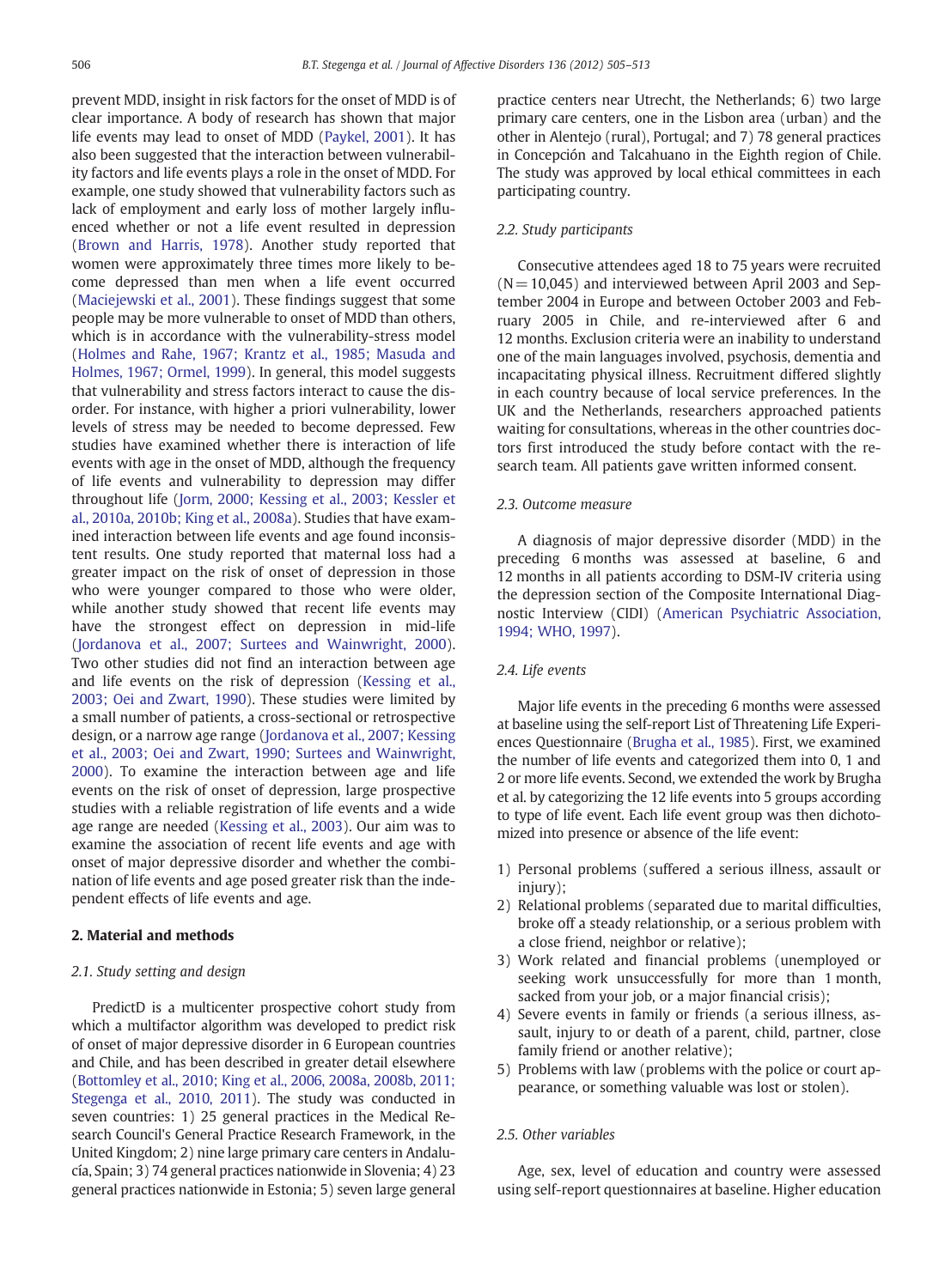prevent MDD, insight in risk factors for the onset of MDD is of clear importance. A body of research has shown that major life events may lead to onset of MDD (Paykel, 2001). It has also been suggested that the interaction between vulnerability factors and life events plays a role in the onset of MDD. For example, one study showed that vulnerability factors such as lack of employment and early loss of mother largely influenced whether or not a life event resulted in depression (Brown and Harris, 1978). Another study reported that women were approximately three times more likely to become depressed than men when a life event occurred (Maciejewski et al., 2001). These findings suggest that some people may be more vulnerable to onset of MDD than others, which is in accordance with the vulnerability-stress model (Holmes and Rahe, 1967; Krantz et al., 1985; Masuda and Holmes, 1967; Ormel, 1999). In general, this model suggests that vulnerability and stress factors interact to cause the disorder. For instance, with higher a priori vulnerability, lower levels of stress may be needed to become depressed. Few studies have examined whether there is interaction of life events with age in the onset of MDD, although the frequency of life events and vulnerability to depression may differ throughout life (Jorm, 2000; Kessing et al., 2003; Kessler et al., 2010a, 2010b; King et al., 2008a). Studies that have examined interaction between life events and age found inconsistent results. One study reported that maternal loss had a greater impact on the risk of onset of depression in those who were younger compared to those who were older, while another study showed that recent life events may have the strongest effect on depression in mid-life (Jordanova et al., 2007; Surtees and Wainwright, 2000). Two other studies did not find an interaction between age and life events on the risk of depression (Kessing et al., 2003; Oei and Zwart, 1990). These studies were limited by a small number of patients, a cross-sectional or retrospective design, or a narrow age range (Jordanova et al., 2007; Kessing et al., 2003; Oei and Zwart, 1990; Surtees and Wainwright, 2000). To examine the interaction between age and life events on the risk of onset of depression, large prospective studies with a reliable registration of life events and a wide age range are needed (Kessing et al., 2003). Our aim was to examine the association of recent life events and age with onset of major depressive disorder and whether the combination of life events and age posed greater risk than the independent effects of life events and age.

## 2. Material and methods

### 2.1. Study setting and design

PredictD is a multicenter prospective cohort study from which a multifactor algorithm was developed to predict risk of onset of major depressive disorder in 6 European countries and Chile, and has been described in greater detail elsewhere (Bottomley et al., 2010; King et al., 2006, 2008a, 2008b, 2011; Stegenga et al., 2010, 2011). The study was conducted in seven countries: 1) 25 general practices in the Medical Research Council's General Practice Research Framework, in the United Kingdom; 2) nine large primary care centers in Andalucía, Spain; 3) 74 general practices nationwide in Slovenia; 4) 23 general practices nationwide in Estonia; 5) seven large general practice centers near Utrecht, the Netherlands; 6) two large primary care centers, one in the Lisbon area (urban) and the other in Alentejo (rural), Portugal; and 7) 78 general practices in Concepción and Talcahuano in the Eighth region of Chile. The study was approved by local ethical committees in each participating country.

### 2.2. Study participants

Consecutive attendees aged 18 to 75 years were recruited (N = 10,045) and interviewed between April 2003 and September 2004 in Europe and between October 2003 and February 2005 in Chile, and re-interviewed after 6 and 12 months. Exclusion criteria were an inability to understand one of the main languages involved, psychosis, dementia and incapacitating physical illness. Recruitment differed slightly in each country because of local service preferences. In the UK and the Netherlands, researchers approached patients waiting for consultations, whereas in the other countries doctors first introduced the study before contact with the research team. All patients gave written informed consent.

### 2.3. Outcome measure

A diagnosis of major depressive disorder (MDD) in the preceding 6 months was assessed at baseline, 6 and 12 months in all patients according to DSM-IV criteria using the depression section of the Composite International Diagnostic Interview (CIDI) (American Psychiatric Association, 1994; WHO, 1997).

### 2.4. Life events

Major life events in the preceding 6 months were assessed at baseline using the self-report List of Threatening Life Experiences Questionnaire (Brugha et al., 1985). First, we examined the number of life events and categorized them into 0, 1 and 2 or more life events. Second, we extended the work by Brugha et al. by categorizing the 12 life events into 5 groups according to type of life event. Each life event group was then dichotomized into presence or absence of the life event:

1) Personal problems (suffered a serious illness, assault or injury);
2) Relational problems (separated due to marital difficulties, broke off a steady relationship, or a serious problem with a close friend, neighbor or relative);
3) Work related and financial problems (unemployed or seeking work unsuccessfully for more than 1 month, sacked from your job, or a major financial crisis);
4) Severe events in family or friends (a serious illness, assault, injury to or death of a parent, child, partner, close family friend or another relative);
5) Problems with law (problems with the police or court appearance, or something valuable was lost or stolen).

### 2.5. Other variables

Age, sex, level of education and country were assessed using self-report questionnaires at baseline. Higher education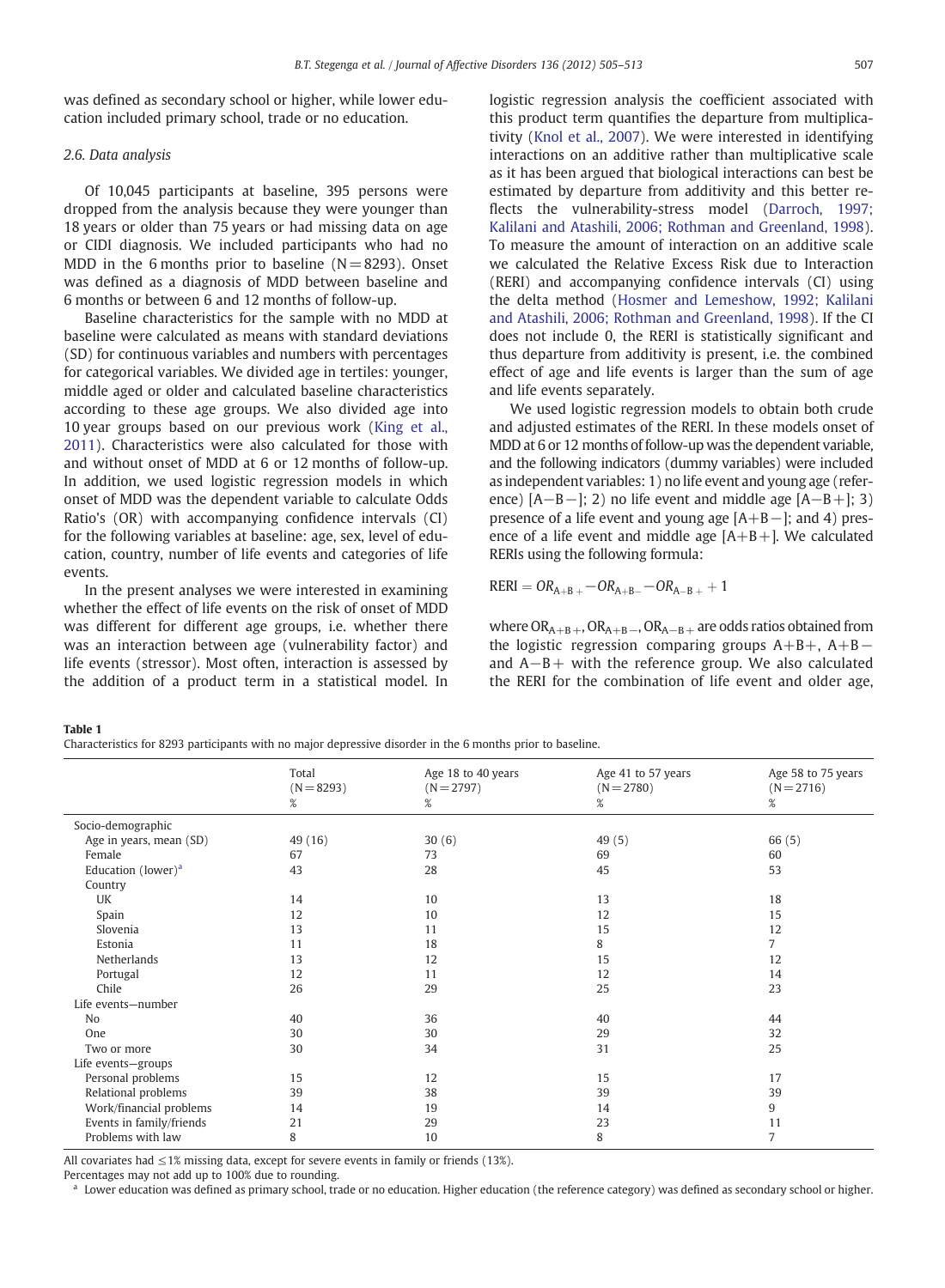was defined as secondary school or higher, while lower education included primary school, trade or no education.

### 2.6. Data analysis

Of 10,045 participants at baseline, 395 persons were dropped from the analysis because they were younger than 18 years or older than 75 years or had missing data on age or CIDI diagnosis. We included participants who had no MDD in the 6 months prior to baseline (N = 8293). Onset was defined as a diagnosis of MDD between baseline and 6 months or between 6 and 12 months of follow-up.

Baseline characteristics for the sample with no MDD at baseline were calculated as means with standard deviations (SD) for continuous variables and numbers with percentages for categorical variables. We divided age in tertiles: younger, middle aged or older and calculated baseline characteristics according to these age groups. We also divided age into 10 year groups based on our previous work (King et al., 2011). Characteristics were also calculated for those with and without onset of MDD at 6 or 12 months of follow-up. In addition, we used logistic regression models in which onset of MDD was the dependent variable to calculate Odds Ratio's (OR) with accompanying confidence intervals (CI) for the following variables at baseline: age, sex, level of education, country, number of life events and categories of life events.

In the present analyses we were interested in examining whether the effect of life events on the risk of onset of MDD was different for different age groups, i.e. whether there was an interaction between age (vulnerability factor) and life events (stressor). Most often, interaction is assessed by the addition of a product term in a statistical model. In logistic regression analysis the coefficient associated with this product term quantifies the departure from multiplicativity (Knol et al., 2007). We were interested in identifying interactions on an additive rather than multiplicative scale as it has been argued that biological interactions can best be estimated by departure from additivity and this better reflects the vulnerability-stress model (Darroch, 1997; Kalilani and Atashili, 2006; Rothman and Greenland, 1998). To measure the amount of interaction on an additive scale we calculated the Relative Excess Risk due to Interaction (RERI) and accompanying confidence intervals (CI) using the delta method (Hosmer and Lemeshow, 1992; Kalilani and Atashili, 2006; Rothman and Greenland, 1998). If the CI does not include 0, the RERI is statistically significant and thus departure from additivity is present, i.e. the combined effect of age and life events is larger than the sum of age and life events separately.

We used logistic regression models to obtain both crude and adjusted estimates of the RERI. In these models onset of MDD at 6 or 12 months of follow-up was the dependent variable, and the following indicators (dummy variables) were included as independent variables: 1) no life event and young age (reference) [A−B−]; 2) no life event and middle age [A−B+]; 3) presence of a life event and young age [A+B−]; and 4) presence of a life event and middle age [A+B+]. We calculated RERIs using the following formula:

$$\text{RERI} = OR_{A+B+} - OR_{A+B-} - OR_{A-B+} + 1$$

where $OR_{A+B+}$, $OR_{A+B-}$, $OR_{A-B+}$ are odds ratios obtained from the logistic regression comparing groups A+B+, A+B− and A−B+ with the reference group. We also calculated the RERI for the combination of life event and older age,

**Table 1**
Characteristics for 8293 participants with no major depressive disorder in the 6 months prior to baseline.

| | Total (N = 8293) % | Age 18 to 40 years (N = 2797) % | Age 41 to 57 years (N = 2780) % | Age 58 to 75 years (N = 2716) % |
|---|---|---|---|---|
| Socio-demographic | | | | |
| Age in years, mean (SD) | 49 (16) | 30 (6) | 49 (5) | 66 (5) |
| Female | 67 | 73 | 69 | 60 |
| Education (lower)[a] | 43 | 28 | 45 | 53 |
| Country | | | | |
| UK | 14 | 10 | 13 | 18 |
| Spain | 12 | 10 | 12 | 15 |
| Slovenia | 13 | 11 | 15 | 12 |
| Estonia | 11 | 18 | 8 | 7 |
| Netherlands | 13 | 12 | 15 | 12 |
| Portugal | 12 | 11 | 12 | 14 |
| Chile | 26 | 29 | 25 | 23 |
| Life events—number | | | | |
| No | 40 | 36 | 40 | 44 |
| One | 30 | 30 | 29 | 32 |
| Two or more | 30 | 34 | 31 | 25 |
| Life events—groups | | | | |
| Personal problems | 15 | 12 | 15 | 17 |
| Relational problems | 39 | 38 | 39 | 39 |
| Work/financial problems | 14 | 19 | 14 | 9 |
| Events in family/friends | 21 | 29 | 23 | 11 |
| Problems with law | 8 | 10 | 8 | 7 |

All covariates had ≤1% missing data, except for severe events in family or friends (13%).
Percentages may not add up to 100% due to rounding.
[a] Lower education was defined as primary school, trade or no education. Higher education (the reference category) was defined as secondary school or higher.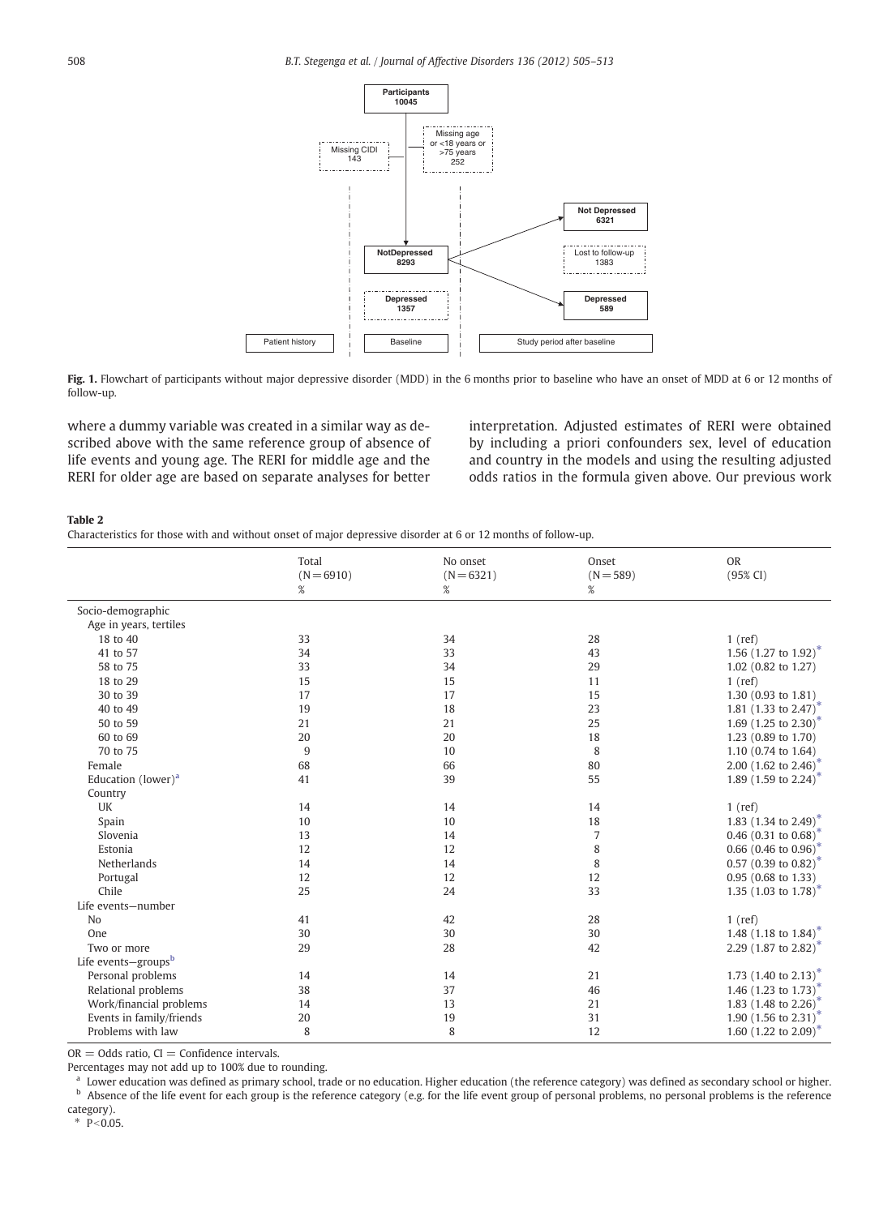Participants 10045

Missing CIDI 143

Missing age or <18 years or >75 years 252

NotDepressed 8293

Depressed 1357

Not Depressed 6321

Lost to follow-up 1383

Depressed 589

Patient history | Baseline | Study period after baseline

**Fig. 1.** Flowchart of participants without major depressive disorder (MDD) in the 6 months prior to baseline who have an onset of MDD at 6 or 12 months of follow-up.

where a dummy variable was created in a similar way as described above with the same reference group of absence of life events and young age. The RERI for middle age and the RERI for older age are based on separate analyses for better interpretation. Adjusted estimates of RERI were obtained by including a priori confounders sex, level of education and country in the models and using the resulting adjusted odds ratios in the formula given above. Our previous work

**Table 2**
Characteristics for those with and without onset of major depressive disorder at 6 or 12 months of follow-up.

| | Total (N = 6910) % | No onset (N = 6321) % | Onset (N = 589) % | OR (95% CI) |
|---|---|---|---|---|
| Socio-demographic | | | | |
| Age in years, tertiles | | | | |
| 18 to 40 | 33 | 34 | 28 | 1 (ref) |
| 41 to 57 | 34 | 33 | 43 | 1.56 (1.27 to 1.92)* |
| 58 to 75 | 33 | 34 | 29 | 1.02 (0.82 to 1.27) |
| 18 to 29 | 15 | 15 | 11 | 1 (ref) |
| 30 to 39 | 17 | 17 | 15 | 1.30 (0.93 to 1.81) |
| 40 to 49 | 19 | 18 | 23 | 1.81 (1.33 to 2.47)* |
| 50 to 59 | 21 | 21 | 25 | 1.69 (1.25 to 2.30)* |
| 60 to 69 | 20 | 20 | 18 | 1.23 (0.89 to 1.70) |
| 70 to 75 | 9 | 10 | 8 | 1.10 (0.74 to 1.64) |
| Female | 68 | 66 | 80 | 2.00 (1.62 to 2.46)* |
| Education (lower)[a] | 41 | 39 | 55 | 1.89 (1.59 to 2.24)* |
| Country | | | | |
| UK | 14 | 14 | 14 | 1 (ref) |
| Spain | 10 | 10 | 18 | 1.83 (1.34 to 2.49)* |
| Slovenia | 13 | 14 | 7 | 0.46 (0.31 to 0.68)* |
| Estonia | 12 | 12 | 8 | 0.66 (0.46 to 0.96)* |
| Netherlands | 14 | 14 | 8 | 0.57 (0.39 to 0.82)* |
| Portugal | 12 | 12 | 12 | 0.95 (0.68 to 1.33) |
| Chile | 25 | 24 | 33 | 1.35 (1.03 to 1.78)* |
| Life events—number | | | | |
| No | 41 | 42 | 28 | 1 (ref) |
| One | 30 | 30 | 30 | 1.48 (1.18 to 1.84)* |
| Two or more | 29 | 28 | 42 | 2.29 (1.87 to 2.82)* |
| Life events—groups[b] | | | | |
| Personal problems | 14 | 14 | 21 | 1.73 (1.40 to 2.13)* |
| Relational problems | 38 | 37 | 46 | 1.46 (1.23 to 1.73)* |
| Work/financial problems | 14 | 13 | 21 | 1.83 (1.48 to 2.26)* |
| Events in family/friends | 20 | 19 | 31 | 1.90 (1.56 to 2.31)* |
| Problems with law | 8 | 8 | 12 | 1.60 (1.22 to 2.09)* |

OR = Odds ratio, CI = Confidence intervals.
Percentages may not add up to 100% due to rounding.
[a] Lower education was defined as primary school, trade or no education. Higher education (the reference category) was defined as secondary school or higher.
[b] Absence of the life event for each group is the reference category (e.g. for the life event group of personal problems, no personal problems is the reference category).
\* $P < 0.05$.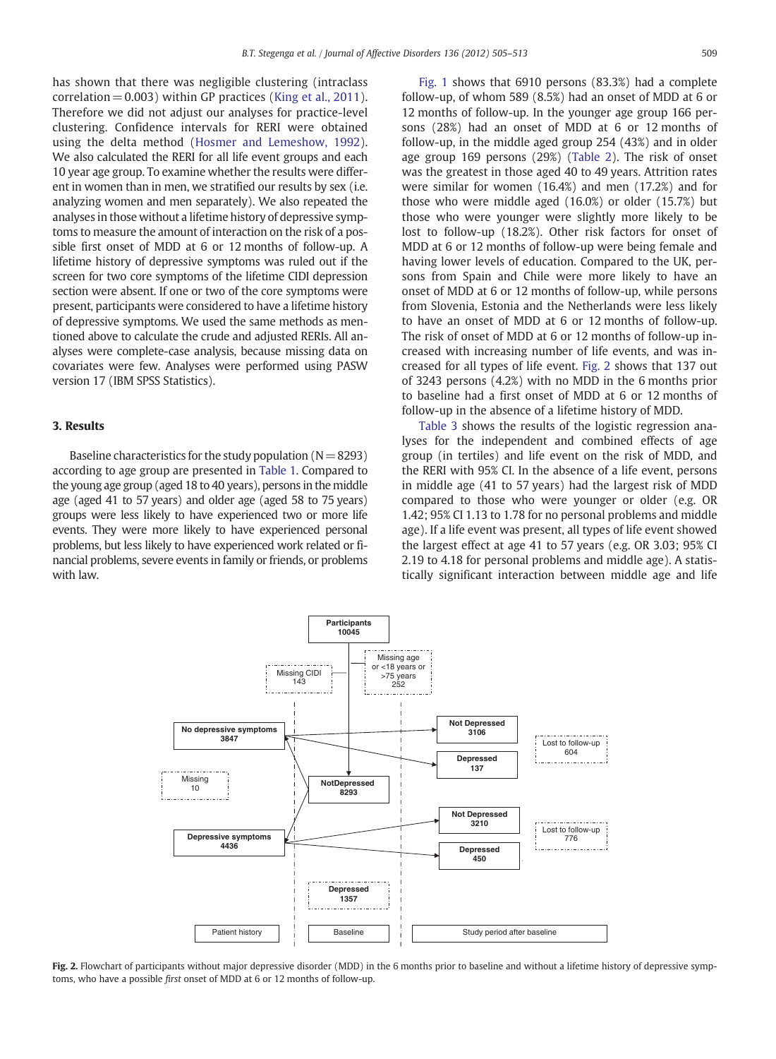has shown that there was negligible clustering (intraclass correlation = 0.003) within GP practices (King et al., 2011). Therefore we did not adjust our analyses for practice-level clustering. Confidence intervals for RERI were obtained using the delta method (Hosmer and Lemeshow, 1992). We also calculated the RERI for all life event groups and each 10 year age group. To examine whether the results were different in women than in men, we stratified our results by sex (i.e. analyzing women and men separately). We also repeated the analyses in those without a lifetime history of depressive symptoms to measure the amount of interaction on the risk of a possible first onset of MDD at 6 or 12 months of follow-up. A lifetime history of depressive symptoms was ruled out if the screen for two core symptoms of the lifetime CIDI depression section were absent. If one or two of the core symptoms were present, participants were considered to have a lifetime history of depressive symptoms. We used the same methods as mentioned above to calculate the crude and adjusted RERIs. All analyses were complete-case analysis, because missing data on covariates were few. Analyses were performed using PASW version 17 (IBM SPSS Statistics).

## 3. Results

Baseline characteristics for the study population (N = 8293) according to age group are presented in Table 1. Compared to the young age group (aged 18 to 40 years), persons in the middle age (aged 41 to 57 years) and older age (aged 58 to 75 years) groups were less likely to have experienced two or more life events. They were more likely to have experienced personal problems, but less likely to have experienced work related or financial problems, severe events in family or friends, or problems with law.

Fig. 1 shows that 6910 persons (83.3%) had a complete follow-up, of whom 589 (8.5%) had an onset of MDD at 6 or 12 months of follow-up. In the younger age group 166 persons (28%) had an onset of MDD at 6 or 12 months of follow-up, in the middle aged group 254 (43%) and in older age group 169 persons (29%) (Table 2). The risk of onset was the greatest in those aged 40 to 49 years. Attrition rates were similar for women (16.4%) and men (17.2%) and for those who were middle aged (16.0%) or older (15.7%) but those who were younger were slightly more likely to be lost to follow-up (18.2%). Other risk factors for onset of MDD at 6 or 12 months of follow-up were being female and having lower levels of education. Compared to the UK, persons from Spain and Chile were more likely to have an onset of MDD at 6 or 12 months of follow-up, while persons from Slovenia, Estonia and the Netherlands were less likely to have an onset of MDD at 6 or 12 months of follow-up. The risk of onset of MDD at 6 or 12 months of follow-up increased with increasing number of life events, and was increased for all types of life event. Fig. 2 shows that 137 out of 3243 persons (4.2%) with no MDD in the 6 months prior to baseline had a first onset of MDD at 6 or 12 months of follow-up in the absence of a lifetime history of MDD.

Table 3 shows the results of the logistic regression analyses for the independent and combined effects of age group (in tertiles) and life event on the risk of MDD, and the RERI with 95% CI. In the absence of a life event, persons in middle age (41 to 57 years) had the largest risk of MDD compared to those who were younger or older (e.g. OR 1.42; 95% CI 1.13 to 1.78 for no personal problems and middle age). If a life event was present, all types of life event showed the largest effect at age 41 to 57 years (e.g. OR 3.03; 95% CI 2.19 to 4.18 for personal problems and middle age). A statistically significant interaction between middle age and life

Participants 10045
Missing CIDI 143
Missing age or <18 years or >75 years 252
No depressive symptoms 3847
Not Depressed 3106
Depressed 137
Lost to follow-up 604
Missing 10
NotDepressed 8293
Depressive symptoms 4436
Not Depressed 3210
Depressed 450
Lost to follow-up 776
Depressed 1357
Patient history | Baseline | Study period after baseline

**Fig. 2.** Flowchart of participants without major depressive disorder (MDD) in the 6 months prior to baseline and without a lifetime history of depressive symptoms, who have a possible *first* onset of MDD at 6 or 12 months of follow-up.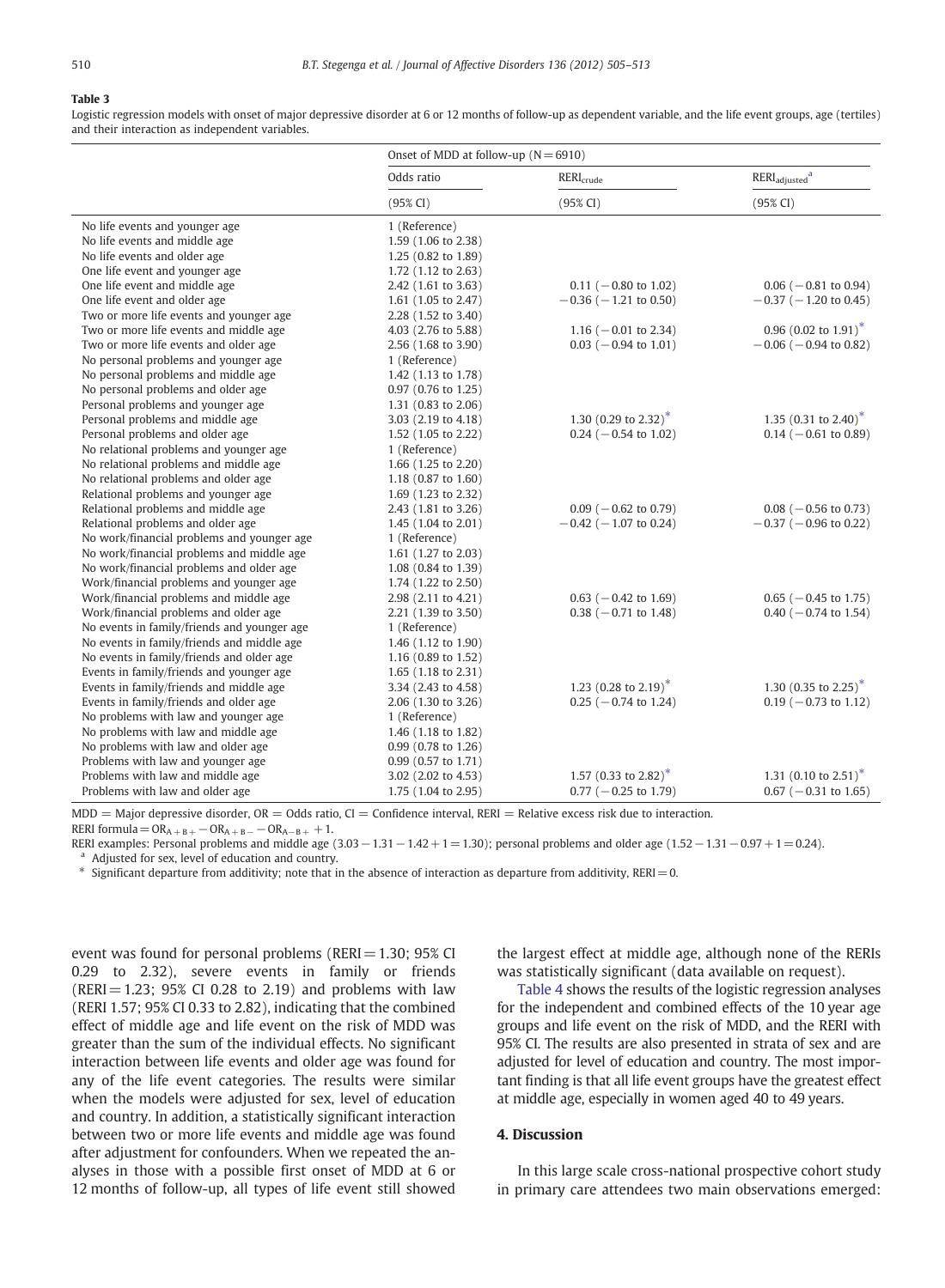**Table 3**

Logistic regression models with onset of major depressive disorder at 6 or 12 months of follow-up as dependent variable, and the life event groups, age (tertiles) and their interaction as independent variables.

| | Onset of MDD at follow-up (N = 6910) | | |
|---|---|---|---|
| | Odds ratio | $RERI_{crude}$ | $RERI_{adjusted}$[a] |
| | (95% CI) | (95% CI) | (95% CI) |
| No life events and younger age | 1 (Reference) | | |
| No life events and middle age | 1.59 (1.06 to 2.38) | | |
| No life events and older age | 1.25 (0.82 to 1.89) | | |
| One life event and younger age | 1.72 (1.12 to 2.63) | | |
| One life event and middle age | 2.42 (1.61 to 3.63) | 0.11 (−0.80 to 1.02) | 0.06 (−0.81 to 0.94) |
| One life event and older age | 1.61 (1.05 to 2.47) | −0.36 (−1.21 to 0.50) | −0.37 (−1.20 to 0.45) |
| Two or more life events and younger age | 2.28 (1.52 to 3.40) | | |
| Two or more life events and middle age | 4.03 (2.76 to 5.88) | 1.16 (−0.01 to 2.34) | 0.96 (0.02 to 1.91)* |
| Two or more life events and older age | 2.56 (1.68 to 3.90) | 0.03 (−0.94 to 1.01) | −0.06 (−0.94 to 0.82) |
| No personal problems and younger age | 1 (Reference) | | |
| No personal problems and middle age | 1.42 (1.13 to 1.78) | | |
| No personal problems and older age | 0.97 (0.76 to 1.25) | | |
| Personal problems and younger age | 1.31 (0.83 to 2.06) | | |
| Personal problems and middle age | 3.03 (2.19 to 4.18) | 1.30 (0.29 to 2.32)* | 1.35 (0.31 to 2.40)* |
| Personal problems and older age | 1.52 (1.05 to 2.22) | 0.24 (−0.54 to 1.02) | 0.14 (−0.61 to 0.89) |
| No relational problems and younger age | 1 (Reference) | | |
| No relational problems and middle age | 1.66 (1.25 to 2.20) | | |
| No relational problems and older age | 1.18 (0.87 to 1.60) | | |
| Relational problems and younger age | 1.69 (1.23 to 2.32) | | |
| Relational problems and middle age | 2.43 (1.81 to 3.26) | 0.09 (−0.62 to 0.79) | 0.08 (−0.56 to 0.73) |
| Relational problems and older age | 1.45 (1.04 to 2.01) | −0.42 (−1.07 to 0.24) | −0.37 (−0.96 to 0.22) |
| No work/financial problems and younger age | 1 (Reference) | | |
| No work/financial problems and middle age | 1.61 (1.27 to 2.03) | | |
| No work/financial problems and older age | 1.08 (0.84 to 1.39) | | |
| Work/financial problems and younger age | 1.74 (1.22 to 2.50) | | |
| Work/financial problems and middle age | 2.98 (2.11 to 4.21) | 0.63 (−0.42 to 1.69) | 0.65 (−0.45 to 1.75) |
| Work/financial problems and older age | 2.21 (1.39 to 3.50) | 0.38 (−0.71 to 1.48) | 0.40 (−0.74 to 1.54) |
| No events in family/friends and younger age | 1 (Reference) | | |
| No events in family/friends and middle age | 1.46 (1.12 to 1.90) | | |
| No events in family/friends and older age | 1.16 (0.89 to 1.52) | | |
| Events in family/friends and younger age | 1.65 (1.18 to 2.31) | | |
| Events in family/friends and middle age | 3.34 (2.43 to 4.58) | 1.23 (0.28 to 2.19)* | 1.30 (0.35 to 2.25)* |
| Events in family/friends and older age | 2.06 (1.30 to 3.26) | 0.25 (−0.74 to 1.24) | 0.19 (−0.73 to 1.12) |
| No problems with law and younger age | 1 (Reference) | | |
| No problems with law and middle age | 1.46 (1.18 to 1.82) | | |
| No problems with law and older age | 0.99 (0.78 to 1.26) | | |
| Problems with law and younger age | 0.99 (0.57 to 1.71) | | |
| Problems with law and middle age | 3.02 (2.02 to 4.53) | 1.57 (0.33 to 2.82)* | 1.31 (0.10 to 2.51)* |
| Problems with law and older age | 1.75 (1.04 to 2.95) | 0.77 (−0.25 to 1.79) | 0.67 (−0.31 to 1.65) |

MDD = Major depressive disorder, OR = Odds ratio, CI = Confidence interval, RERI = Relative excess risk due to interaction.

RERI formula $= OR_{A+B+} - OR_{A+B-} - OR_{A-B+} + 1$.

RERI examples: Personal problems and middle age (3.03 − 1.31 − 1.42 + 1 = 1.30); personal problems and older age (1.52 − 1.31 − 0.97 + 1 = 0.24).

[a] Adjusted for sex, level of education and country.

\* Significant departure from additivity; note that in the absence of interaction as departure from additivity, RERI = 0.

event was found for personal problems (RERI = 1.30; 95% CI 0.29 to 2.32), severe events in family or friends (RERI = 1.23; 95% CI 0.28 to 2.19) and problems with law (RERI 1.57; 95% CI 0.33 to 2.82), indicating that the combined effect of middle age and life event on the risk of MDD was greater than the sum of the individual effects. No significant interaction between life events and older age was found for any of the life event categories. The results were similar when the models were adjusted for sex, level of education and country. In addition, a statistically significant interaction between two or more life events and middle age was found after adjustment for confounders. When we repeated the analyses in those with a possible first onset of MDD at 6 or 12 months of follow-up, all types of life event still showed the largest effect at middle age, although none of the RERIs was statistically significant (data available on request).

Table 4 shows the results of the logistic regression analyses for the independent and combined effects of the 10 year age groups and life event on the risk of MDD, and the RERI with 95% CI. The results are also presented in strata of sex and are adjusted for level of education and country. The most important finding is that all life event groups have the greatest effect at middle age, especially in women aged 40 to 49 years.

## 4. Discussion

In this large scale cross-national prospective cohort study in primary care attendees two main observations emerged: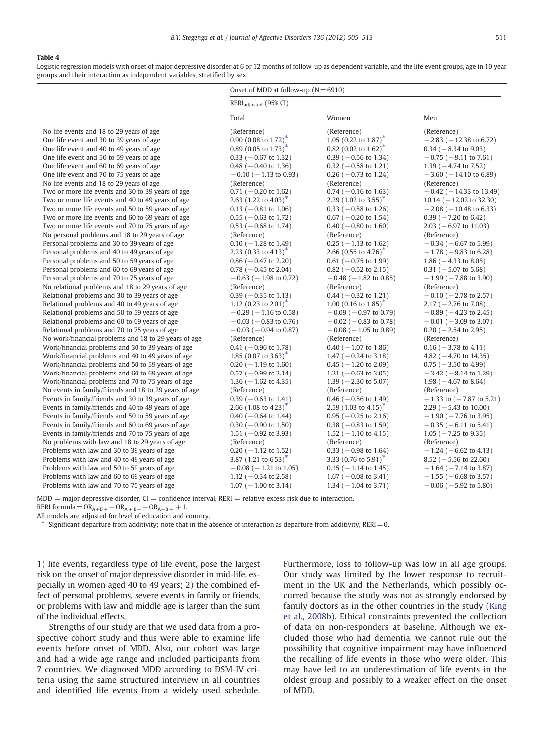**Table 4**

Logistic regression models with onset of major depressive disorder at 6 or 12 months of follow-up as dependent variable, and the life event groups, age in 10 year groups and their interaction as independent variables, stratified by sex.

| | Onset of MDD at follow-up (N = 6910) | | |
|---|---|---|---|
| | $RERI_{adjusted}$ (95% CI) | | |
| | Total | Women | Men |
| No life events and 18 to 29 years of age | (Reference) | (Reference) | (Reference) |
| One life event and 30 to 39 years of age | 0.90 (0.08 to 1.72)* | 1.05 (0.22 to 1.87)* | −2.83 (−12.38 to 6.72) |
| One life event and 40 to 49 years of age | 0.89 (0.05 to 1.73)* | 0.82 (0.02 to 1.62)* | 0.34 (−8.34 to 9.03) |
| One life event and 50 to 59 years of age | 0.33 (−0.67 to 1.32) | 0.39 (−0.56 to 1.34) | −0.75 (−9.11 to 7.61) |
| One life event and 60 to 69 years of age | 0.48 (−0.40 to 1.36) | 0.32 (−0.58 to 1.21) | 1.39 (−4.74 to 7.52) |
| One life event and 70 to 75 years of age | −0.10 (−1.13 to 0.93) | 0.26 (−0.73 to 1.24) | −3.60 (−14.10 to 6.89) |
| No life events and 18 to 29 years of age | (Reference) | (Reference) | (Reference) |
| Two or more life events and 30 to 39 years of age | 0.71 (−0.20 to 1.62) | 0.74 (−0.16 to 1.63) | −0.42 (−14.33 to 13.49) |
| Two or more life events and 40 to 49 years of age | 2.63 (1.22 to 4.03)* | 2.29 (1.02 to 3.55)* | 10.14 (−12.02 to 32.30) |
| Two or more life events and 50 to 59 years of age | 0.13 (−0.81 to 1.06) | 0.33 (−0.58 to 1.26) | −2.08 (−10.48 to 6.33) |
| Two or more life events and 60 to 69 years of age | 0.55 (−0.63 to 1.72) | 0.67 (−0.20 to 1.54) | 0.39 (−7.20 to 6.42) |
| Two or more life events and 70 to 75 years of age | 0.53 (−0.68 to 1.74) | 0.40 (−0.80 to 1.60) | 2.03 (−6.97 to 11.03) |
| No personal problems and 18 to 29 years of age | (Reference) | (Reference) | (Reference) |
| Personal problems and 30 to 39 years of age | 0.10 (−1.28 to 1.49) | 0.25 (−1.13 to 1.62) | −0.34 (−6.67 to 5.99) |
| Personal problems and 40 to 49 years of age | 2.23 (0.33 to 4.13)* | 2.66 (0.55 to 4.76)* | −1.78 (−9.83 to 6.28) |
| Personal problems and 50 to 59 years of age | 0.86 (−0.47 to 2.20) | 0.61 (−0.75 to 1.99) | 1.86 (−4.33 to 8.05) |
| Personal problems and 60 to 69 years of age | 0.78 (−0.45 to 2.04) | 0.82 (−0.52 to 2.15) | 0.31 (−5.07 to 5.68) |
| Personal problems and 70 to 75 years of age | −0.63 (−1.98 to 0.72) | −0.48 (−1.82 to 0.85) | −1.99 (−7.88 to 3.90) |
| No relational problems and 18 to 29 years of age | (Reference) | (Reference) | (Reference) |
| Relational problems and 30 to 39 years of age | 0.39 (−0.35 to 1.13) | 0.44 (−0.32 to 1.21) | −0.10 (−2.78 to 2.57) |
| Relational problems and 40 to 49 years of age | 1.12 (0.23 to 2.01)* | 1.00 (0.16 to 1.85)* | 2.17 (−2.76 to 7.08) |
| Relational problems and 50 to 59 years of age | −0.29 (−1.16 to 0.58) | −0.09 (−0.97 to 0.79) | −0.89 (−4.23 to 2.45) |
| Relational problems and 60 to 69 years of age | −0.03 (−0.83 to 0.76) | −0.02 (−0.83 to 0.78) | −0.01 (−3.09 to 3.07) |
| Relational problems and 70 to 75 years of age | −0.03 (−0.94 to 0.87) | −0.08 (−1.05 to 0.89) | 0.20 (−2.54 to 2.95) |
| No work/financial problems and 18 to 29 years of age | (Reference) | (Reference) | (Reference) |
| Work/financial problems and 30 to 39 years of age | 0.41 (−0.96 to 1.78) | 0.40 (−1.07 to 1.86) | 0.16 (−3.78 to 4.11) |
| Work/financial problems and 40 to 49 years of age | 1.85 (0.07 to 3.63)* | 1.47 (−0.24 to 3.18) | 4.82 (−4.70 to 14.35) |
| Work/financial problems and 50 to 59 years of age | 0.20 (−1.20 to 1.60) | 0.45 (−1.20 to 2.09) | 0.75 (−3.50 to 4.99) |
| Work/financial problems and 60 to 69 years of age | 0.57 (−0.99 to 2.14) | 1.21 (−0.63 to 3.05) | −3.42 (−8.14 to 1.29) |
| Work/financial problems and 70 to 75 years of age | 1.36 (−1.62 to 4.35) | 1.39 (−2.30 to 5.07) | 1.98 (−4.67 to 8.64) |
| No events in family/friends and 18 to 29 years of age | (Reference) | (Reference) | (Reference) |
| Events in family/friends and 30 to 39 years of age | 0.39 (−0.63 to 1.41) | 0.46 (−0.56 to 1.49) | −1.33 to (−7.87 to 5.21) |
| Events in family/friends and 40 to 49 years of age | 2.66 (1.08 to 4.23)* | 2.59 (1.03 to 4.15)* | 2.29 (−5.43 to 10.00) |
| Events in family/friends and 50 to 59 years of age | 0.40 (−0.64 to 1.44) | 0.95 (−0.25 to 2.16) | −1.90 (−7.76 to 3.95) |
| Events in family/friends and 60 to 69 years of age | 0.30 (−0.90 to 1.50) | 0.38 (−0.83 to 1.59) | −0.35 (−6.11 to 5.41) |
| Events in family/friends and 70 to 75 years of age | 1.51 (−0.92 to 3.93) | 1.52 (−1.10 to 4.15) | 1.05 (−7.25 to 9.35) |
| No problems with law and 18 to 29 years of age | (Reference) | (Reference) | (Reference) |
| Problems with law and 30 to 39 years of age | 0.20 (−1.12 to 1.52) | 0.33 (−0.98 to 1.64) | −1.24 (−6.62 to 4.13) |
| Problems with law and 40 to 49 years of age | 3.87 (1.21 to 6.53)* | 3.33 (0.76 to 5.91)* | 8.52 (−5.56 to 22.60) |
| Problems with law and 50 to 59 years of age | −0.08 (−1.21 to 1.05) | 0.15 (−1.14 to 1.45) | −1.64 (−7.14 to 3.87) |
| Problems with law and 60 to 69 years of age | 1.12 (−0.34 to 2.58) | 1.67 (−0.08 to 3.41) | −1.55 (−6.68 to 3.57) |
| Problems with law and 70 to 75 years of age | 1.07 (−1.00 to 3.14) | 1.34 (−1.04 to 3.71) | −0.06 (−5.92 to 5.80) |

MDD = major depressive disorder, CI = confidence interval, RERI = relative excess risk due to interaction.

RERI formula $= OR_{A+B+} - OR_{A+B-} - OR_{A-B+} + 1$.

All models are adjusted for level of education and country.

\* Significant departure from additivity; note that in the absence of interaction as departure from additivity, RERI = 0.

1) life events, regardless type of life event, pose the largest risk on the onset of major depressive disorder in mid-life, especially in women aged 40 to 49 years; 2) the combined effect of personal problems, severe events in family or friends, or problems with law and middle age is larger than the sum of the individual effects.

Strengths of our study are that we used data from a prospective cohort study and thus were able to examine life events before onset of MDD. Also, our cohort was large and had a wide age range and included participants from 7 countries. We diagnosed MDD according to DSM-IV criteria using the same structured interview in all countries and identified life events from a widely used schedule. Furthermore, loss to follow-up was low in all age groups. Our study was limited by the lower response to recruitment in the UK and the Netherlands, which possibly occurred because the study was not as strongly endorsed by family doctors as in the other countries in the study (King et al., 2008b). Ethical constraints prevented the collection of data on non-responders at baseline. Although we excluded those who had dementia, we cannot rule out the possibility that cognitive impairment may have influenced the recalling of life events in those who were older. This may have led to an underestimation of life events in the oldest group and possibly to a weaker effect on the onset of MDD.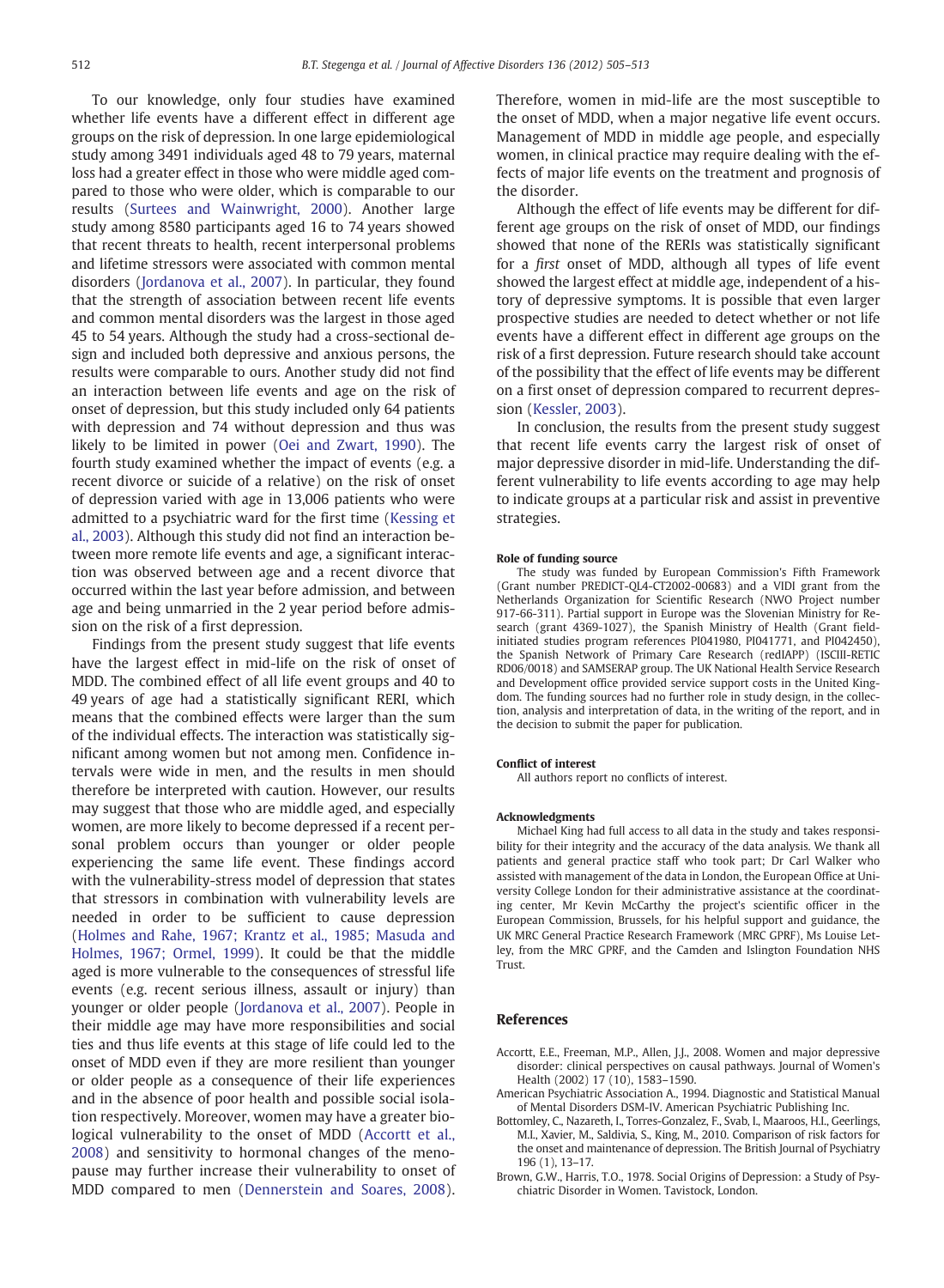To our knowledge, only four studies have examined whether life events have a different effect in different age groups on the risk of depression. In one large epidemiological study among 3491 individuals aged 48 to 79 years, maternal loss had a greater effect in those who were middle aged compared to those who were older, which is comparable to our results (Surtees and Wainwright, 2000). Another large study among 8580 participants aged 16 to 74 years showed that recent threats to health, recent interpersonal problems and lifetime stressors were associated with common mental disorders (Jordanova et al., 2007). In particular, they found that the strength of association between recent life events and common mental disorders was the largest in those aged 45 to 54 years. Although the study had a cross-sectional design and included both depressive and anxious persons, the results were comparable to ours. Another study did not find an interaction between life events and age on the risk of onset of depression, but this study included only 64 patients with depression and 74 without depression and thus was likely to be limited in power (Oei and Zwart, 1990). The fourth study examined whether the impact of events (e.g. a recent divorce or suicide of a relative) on the risk of onset of depression varied with age in 13,006 patients who were admitted to a psychiatric ward for the first time (Kessing et al., 2003). Although this study did not find an interaction between more remote life events and age, a significant interaction was observed between age and a recent divorce that occurred within the last year before admission, and between age and being unmarried in the 2 year period before admission on the risk of a first depression.

Findings from the present study suggest that life events have the largest effect in mid-life on the risk of onset of MDD. The combined effect of all life event groups and 40 to 49 years of age had a statistically significant RERI, which means that the combined effects were larger than the sum of the individual effects. The interaction was statistically significant among women but not among men. Confidence intervals were wide in men, and the results in men should therefore be interpreted with caution. However, our results may suggest that those who are middle aged, and especially women, are more likely to become depressed if a recent personal problem occurs than younger or older people experiencing the same life event. These findings accord with the vulnerability-stress model of depression that states that stressors in combination with vulnerability levels are needed in order to be sufficient to cause depression (Holmes and Rahe, 1967; Krantz et al., 1985; Masuda and Holmes, 1967; Ormel, 1999). It could be that the middle aged is more vulnerable to the consequences of stressful life events (e.g. recent serious illness, assault or injury) than younger or older people (Jordanova et al., 2007). People in their middle age may have more responsibilities and social ties and thus life events at this stage of life could led to the onset of MDD even if they are more resilient than younger or older people as a consequence of their life experiences and in the absence of poor health and possible social isolation respectively. Moreover, women may have a greater biological vulnerability to the onset of MDD (Accortt et al., 2008) and sensitivity to hormonal changes of the menopause may further increase their vulnerability to onset of MDD compared to men (Dennerstein and Soares, 2008). Therefore, women in mid-life are the most susceptible to the onset of MDD, when a major negative life event occurs. Management of MDD in middle age people, and especially women, in clinical practice may require dealing with the effects of major life events on the treatment and prognosis of the disorder.

Although the effect of life events may be different for different age groups on the risk of onset of MDD, our findings showed that none of the RERIs was statistically significant for a *first* onset of MDD, although all types of life event showed the largest effect at middle age, independent of a history of depressive symptoms. It is possible that even larger prospective studies are needed to detect whether or not life events have a different effect in different age groups on the risk of a first depression. Future research should take account of the possibility that the effect of life events may be different on a first onset of depression compared to recurrent depression (Kessler, 2003).

In conclusion, the results from the present study suggest that recent life events carry the largest risk of onset of major depressive disorder in mid-life. Understanding the different vulnerability to life events according to age may help to indicate groups at a particular risk and assist in preventive strategies.

#### Role of funding source

The study was funded by European Commission's Fifth Framework (Grant number PREDICT-QL4-CT2002-00683) and a VIDI grant from the Netherlands Organization for Scientific Research (NWO Project number 917-66-311). Partial support in Europe was the Slovenian Ministry for Research (grant 4369-1027), the Spanish Ministry of Health (Grant field-initiated studies program references PI041980, PI041771, and PI042450), the Spanish Network of Primary Care Research (redIAPP) (ISCIII-RETIC RD06/0018) and SAMSERAP group. The UK National Health Service Research and Development office provided service support costs in the United Kingdom. The funding sources had no further role in study design, in the collection, analysis and interpretation of data, in the writing of the report, and in the decision to submit the paper for publication.

#### Conflict of interest

All authors report no conflicts of interest.

#### Acknowledgments

Michael King had full access to all data in the study and takes responsibility for their integrity and the accuracy of the data analysis. We thank all patients and general practice staff who took part; Dr Carl Walker who assisted with management of the data in London, the European Office at University College London for their administrative assistance at the coordinating center, Mr Kevin McCarthy the project's scientific officer in the European Commission, Brussels, for his helpful support and guidance, the UK MRC General Practice Research Framework (MRC GPRF), Ms Louise Letley, from the MRC GPRF, and the Camden and Islington Foundation NHS Trust.

## References

Accortt, E.E., Freeman, M.P., Allen, J.J., 2008. Women and major depressive disorder: clinical perspectives on causal pathways. Journal of Women's Health (2002) 17 (10), 1583–1590.

American Psychiatric Association A., 1994. Diagnostic and Statistical Manual of Mental Disorders DSM-IV. American Psychiatric Publishing Inc.

Bottomley, C., Nazareth, I., Torres-Gonzalez, F., Svab, I., Maaroos, H.I., Geerlings, M.I., Xavier, M., Saldivia, S., King, M., 2010. Comparison of risk factors for the onset and maintenance of depression. The British Journal of Psychiatry 196 (1), 13–17.

Brown, G.W., Harris, T.O., 1978. Social Origins of Depression: a Study of Psychiatric Disorder in Women. Tavistock, London.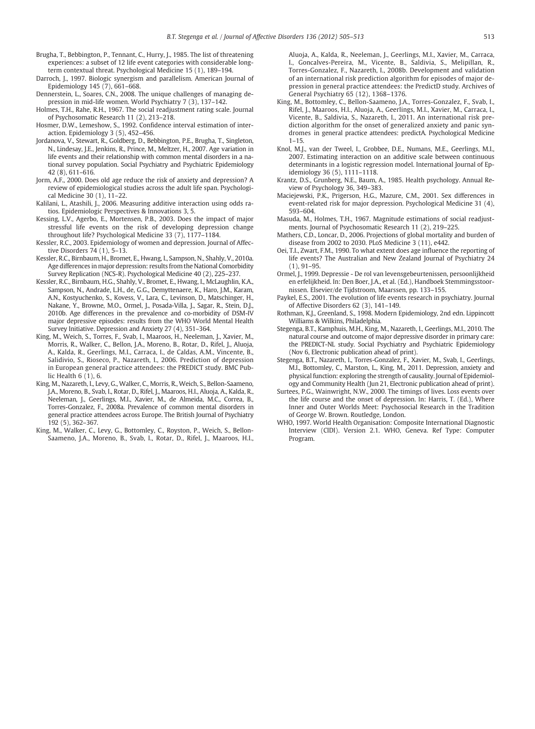Brugha, T., Bebbington, P., Tennant, C., Hurry, J., 1985. The list of threatening experiences: a subset of 12 life event categories with considerable long-term contextual threat. Psychological Medicine 15 (1), 189–194.

Darroch, J., 1997. Biologic synergism and parallelism. American Journal of Epidemiology 145 (7), 661–668.

Dennerstein, L., Soares, C.N., 2008. The unique challenges of managing depression in mid-life women. World Psychiatry 7 (3), 137–142.

Holmes, T.H., Rahe, R.H., 1967. The social readjustment rating scale. Journal of Psychosomatic Research 11 (2), 213–218.

Hosmer, D.W., Lemeshow, S., 1992. Confidence interval estimation of interaction. Epidemiology 3 (5), 452–456.

Jordanova, V., Stewart, R., Goldberg, D., Bebbington, P.E., Brugha, T., Singleton, N., Lindesay, J.E., Jenkins, R., Prince, M., Meltzer, H., 2007. Age variation in life events and their relationship with common mental disorders in a national survey population. Social Psychiatry and Psychiatric Epidemiology 42 (8), 611–616.

Jorm, A.F., 2000. Does old age reduce the risk of anxiety and depression? A review of epidemiological studies across the adult life span. Psychological Medicine 30 (1), 11–22.

Kalilani, L., Atashili, J., 2006. Measuring additive interaction using odds ratios. Epidemiologic Perspectives & Innovations 3, 5.

Kessing, L.V., Agerbo, E., Mortensen, P.B., 2003. Does the impact of major stressful life events on the risk of developing depression change throughout life? Psychological Medicine 33 (7), 1177–1184.

Kessler, R.C., 2003. Epidemiology of women and depression. Journal of Affective Disorders 74 (1), 5–13.

Kessler, R.C., Birnbaum, H., Bromet, E., Hwang, I., Sampson, N., Shahly, V., 2010a. Age differences in major depression: results from the National Comorbidity Survey Replication (NCS-R). Psychological Medicine 40 (2), 225–237.

Kessler, R.C., Birnbaum, H.G., Shahly, V., Bromet, E., Hwang, I., McLaughlin, K.A., Sampson, N., Andrade, L.H., de, G.G., Demyttenaere, K., Haro, J.M., Karam, A.N., Kostyuchenko, S., Kovess, V., Lara, C., Levinson, D., Matschinger, H., Nakane, Y., Browne, M.O., Ormel, J., Posada-Villa, J., Sagar, R., Stein, D.J., 2010b. Age differences in the prevalence and co-morbidity of DSM-IV major depressive episodes: results from the WHO World Mental Health Survey Initiative. Depression and Anxiety 27 (4), 351–364.

King, M., Weich, S., Torres, F., Svab, I., Maaroos, H., Neeleman, J., Xavier, M., Morris, R., Walker, C., Bellon, J.A., Moreno, B., Rotar, D., Rifel, J., Aluoja, A., Kalda, R., Geerlings, M.I., Carraca, I., de Caldas, A.M., Vincente, B., Salidivio, S., Rioseco, P., Nazareth, I., 2006. Prediction of depression in European general practice attendees: the PREDICT study. BMC Public Health 6 (1), 6.

King, M., Nazareth, I., Levy, G., Walker, C., Morris, R., Weich, S., Bellon-Saameno, J.A., Moreno, B., Svab, I., Rotar, D., Rifel, J., Maaroos, H.I., Aluoja, A., Kalda, R., Neeleman, J., Geerlings, M.I., Xavier, M., de Almeida, M.C., Correa, B., Torres-Gonzalez, F., 2008a. Prevalence of common mental disorders in general practice attendees across Europe. The British Journal of Psychiatry 192 (5), 362–367.

King, M., Walker, C., Levy, G., Bottomley, C., Royston, P., Weich, S., Bellon-Saameno, J.A., Moreno, B., Svab, I., Rotar, D., Rifel, J., Maaroos, H.I., Aluoja, A., Kalda, R., Neeleman, J., Geerlings, M.I., Xavier, M., Carraca, I., Goncalves-Pereira, M., Vicente, B., Saldivia, S., Melipillan, R., Torres-Gonzalez, F., Nazareth, I., 2008b. Development and validation of an international risk prediction algorithm for episodes of major depression in general practice attendees: the PredictD study. Archives of General Psychiatry 65 (12), 1368–1376.

King, M., Bottomley, C., Bellon-Saameno, J.A., Torres-Gonzalez, F., Svab, I., Rifel, J., Maaroos, H.I., Aluoja, A., Geerlings, M.I., Xavier, M., Carraca, I., Vicente, B., Saldivia, S., Nazareth, I., 2011. An international risk prediction algorithm for the onset of generalized anxiety and panic syndromes in general practice attendees: predictA. Psychological Medicine 1–15.

Knol, M.J., van der Tweel, I., Grobbee, D.E., Numans, M.E., Geerlings, M.I., 2007. Estimating interaction on an additive scale between continuous determinants in a logistic regression model. International Journal of Epidemiology 36 (5), 1111–1118.

Krantz, D.S., Grunberg, N.E., Baum, A., 1985. Health psychology. Annual Review of Psychology 36, 349–383.

Maciejewski, P.K., Prigerson, H.G., Mazure, C.M., 2001. Sex differences in event-related risk for major depression. Psychological Medicine 31 (4), 593–604.

Masuda, M., Holmes, T.H., 1967. Magnitude estimations of social readjustments. Journal of Psychosomatic Research 11 (2), 219–225.

Mathers, C.D., Loncar, D., 2006. Projections of global mortality and burden of disease from 2002 to 2030. PLoS Medicine 3 (11), e442.

Oei, T.I., Zwart, F.M., 1990. To what extent does age influence the reporting of life events? The Australian and New Zealand Journal of Psychiatry 24 (1), 91–95.

Ormel, J., 1999. Depressie - De rol van levensgebeurtenissen, persoonlijkheid en erfelijkheid. In: Den Boer, J.A., et al. (Ed.), Handboek Stemmingsstoornissen. Elsevier/de Tijdstroom, Maarssen, pp. 133–155.

Paykel, E.S., 2001. The evolution of life events research in psychiatry. Journal of Affective Disorders 62 (3), 141–149.

Rothman, K.J., Greenland, S., 1998. Modern Epidemiology, 2nd edn. Lippincott Williams & Wilkins, Philadelphia.

Stegenga, B.T., Kamphuis, M.H., King, M., Nazareth, I., Geerlings, M.I., 2010. The natural course and outcome of major depressive disorder in primary care: the PREDICT-NL study. Social Psychiatry and Psychiatric Epidemiology (Nov 6, Electronic publication ahead of print).

Stegenga, B.T., Nazareth, I., Torres-Gonzalez, F., Xavier, M., Svab, I., Geerlings, M.I., Bottomley, C., Marston, L., King, M., 2011. Depression, anxiety and physical function: exploring the strength of causality. Journal of Epidemiology and Community Health (Jun 21, Electronic publication ahead of print).

Surtees, P.G., Wainwright, N.W., 2000. The timings of lives. Loss events over the life course and the onset of depression. In: Harris, T. (Ed.), Where Inner and Outer Worlds Meet: Psychosocial Research in the Tradition of George W. Brown. Routledge, London.

WHO, 1997. World Health Organisation: Composite International Diagnostic Interview (CIDI). Version 2.1. WHO, Geneva. Ref Type: Computer Program.